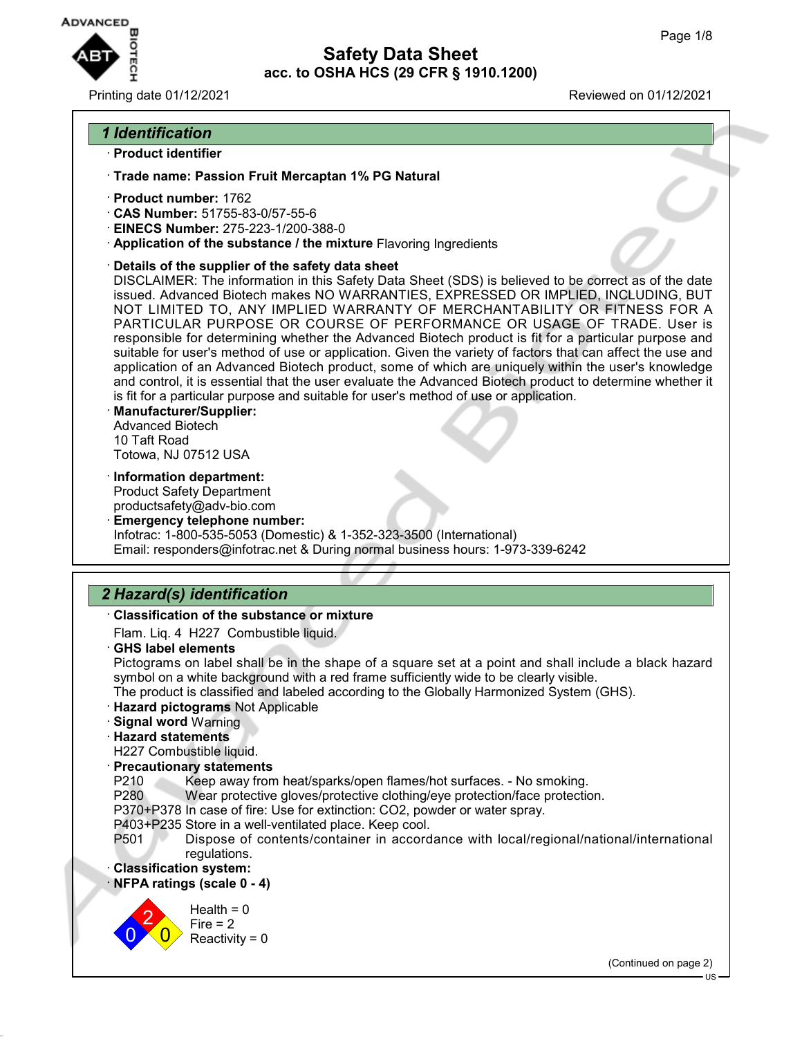# Safety Data Sheet

## acc. to OSHA HCS (29 CFR § 1910.1200)

Printing date 01/12/2021 Reviewed on 01/12/2021

## 1 Identification

· **Product identifier**

· **Trade name: Passion Fruit Mercaptan 1% PG Natural**

· **Product number:** 1762
· **CAS Number:** 51755-83-0/57-55-6
· **EINECS Number:** 275-223-1/200-388-0
· **Application of the substance / the mixture** Flavoring Ingredients

· **Details of the supplier of the safety data sheet**
DISCLAIMER: The information in this Safety Data Sheet (SDS) is believed to be correct as of the date issued. Advanced Biotech makes NO WARRANTIES, EXPRESSED OR IMPLIED, INCLUDING, BUT NOT LIMITED TO, ANY IMPLIED WARRANTY OF MERCHANTABILITY OR FITNESS FOR A PARTICULAR PURPOSE OR COURSE OF PERFORMANCE OR USAGE OF TRADE. User is responsible for determining whether the Advanced Biotech product is fit for a particular purpose and suitable for user's method of use or application. Given the variety of factors that can affect the use and application of an Advanced Biotech product, some of which are uniquely within the user's knowledge and control, it is essential that the user evaluate the Advanced Biotech product to determine whether it is fit for a particular purpose and suitable for user's method of use or application.

· **Manufacturer/Supplier:**
Advanced Biotech
10 Taft Road
Totowa, NJ 07512 USA

· **Information department:**
Product Safety Department
productsafety@adv-bio.com

· **Emergency telephone number:**
Infotrac: 1-800-535-5053 (Domestic) & 1-352-323-3500 (International)
Email: responders@infotrac.net & During normal business hours: 1-973-339-6242

## 2 Hazard(s) identification

· **Classification of the substance or mixture**

Flam. Liq. 4 H227 Combustible liquid.

· **GHS label elements**
Pictograms on label shall be in the shape of a square set at a point and shall include a black hazard symbol on a white background with a red frame sufficiently wide to be clearly visible.
The product is classified and labeled according to the Globally Harmonized System (GHS).

· **Hazard pictograms** Not Applicable
· **Signal word** Warning
· **Hazard statements**
H227 Combustible liquid.

· **Precautionary statements**
P210 Keep away from heat/sparks/open flames/hot surfaces. - No smoking.
P280 Wear protective gloves/protective clothing/eye protection/face protection.
P370+P378 In case of fire: Use for extinction: CO2, powder or water spray.
P403+P235 Store in a well-ventilated place. Keep cool.
P501 Dispose of contents/container in accordance with local/regional/national/international regulations.

· **Classification system:**
· **NFPA ratings (scale 0 - 4)**

Health = 0
Fire = 2
Reactivity = 0

(Continued on page 2)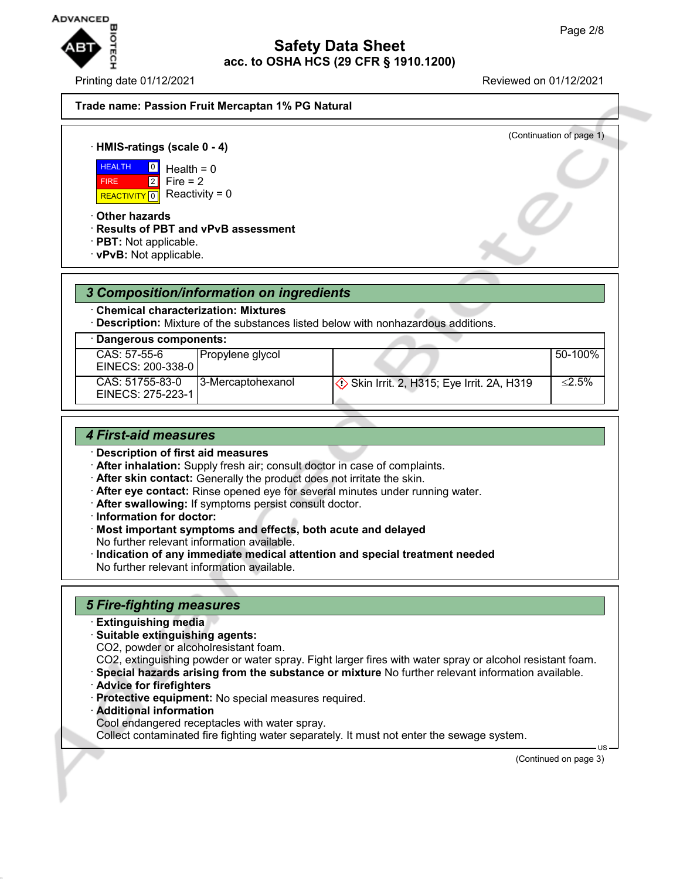**Trade name: Passion Fruit Mercaptan 1% PG Natural**

(Continuation of page 1)

· **HMIS-ratings (scale 0 - 4)**

| | | |
|---|---|---|
| HEALTH | 0 | Health = 0 |
| FIRE | 2 | Fire = 2 |
| REACTIVITY | 0 | Reactivity = 0 |

· **Other hazards**
· **Results of PBT and vPvB assessment**
· **PBT:** Not applicable.
· **vPvB:** Not applicable.

## *3 Composition/information on ingredients*

· **Chemical characterization: Mixtures**
· **Description:** Mixture of the substances listed below with nonhazardous additions.

· **Dangerous components:**

| | | | |
|---|---|---|---|
| CAS: 57-55-6<br>EINECS: 200-338-0 | Propylene glycol | | 50-100% |
| CAS: 51755-83-0<br>EINECS: 275-223-1 | 3-Mercaptohexanol | ◇ Skin Irrit. 2, H315; Eye Irrit. 2A, H319 | ≤2.5% |

## *4 First-aid measures*

· **Description of first aid measures**
· **After inhalation:** Supply fresh air; consult doctor in case of complaints.
· **After skin contact:** Generally the product does not irritate the skin.
· **After eye contact:** Rinse opened eye for several minutes under running water.
· **After swallowing:** If symptoms persist consult doctor.
· **Information for doctor:**
· **Most important symptoms and effects, both acute and delayed**
No further relevant information available.
· **Indication of any immediate medical attention and special treatment needed**
No further relevant information available.

## *5 Fire-fighting measures*

· **Extinguishing media**
· **Suitable extinguishing agents:**
$CO_2$, powder or alcoholresistant foam.
$CO_2$, extinguishing powder or water spray. Fight larger fires with water spray or alcohol resistant foam.
· **Special hazards arising from the substance or mixture** No further relevant information available.
· **Advice for firefighters**
· **Protective equipment:** No special measures required.
· **Additional information**
Cool endangered receptacles with water spray.
Collect contaminated fire fighting water separately. It must not enter the sewage system.

(Continued on page 3)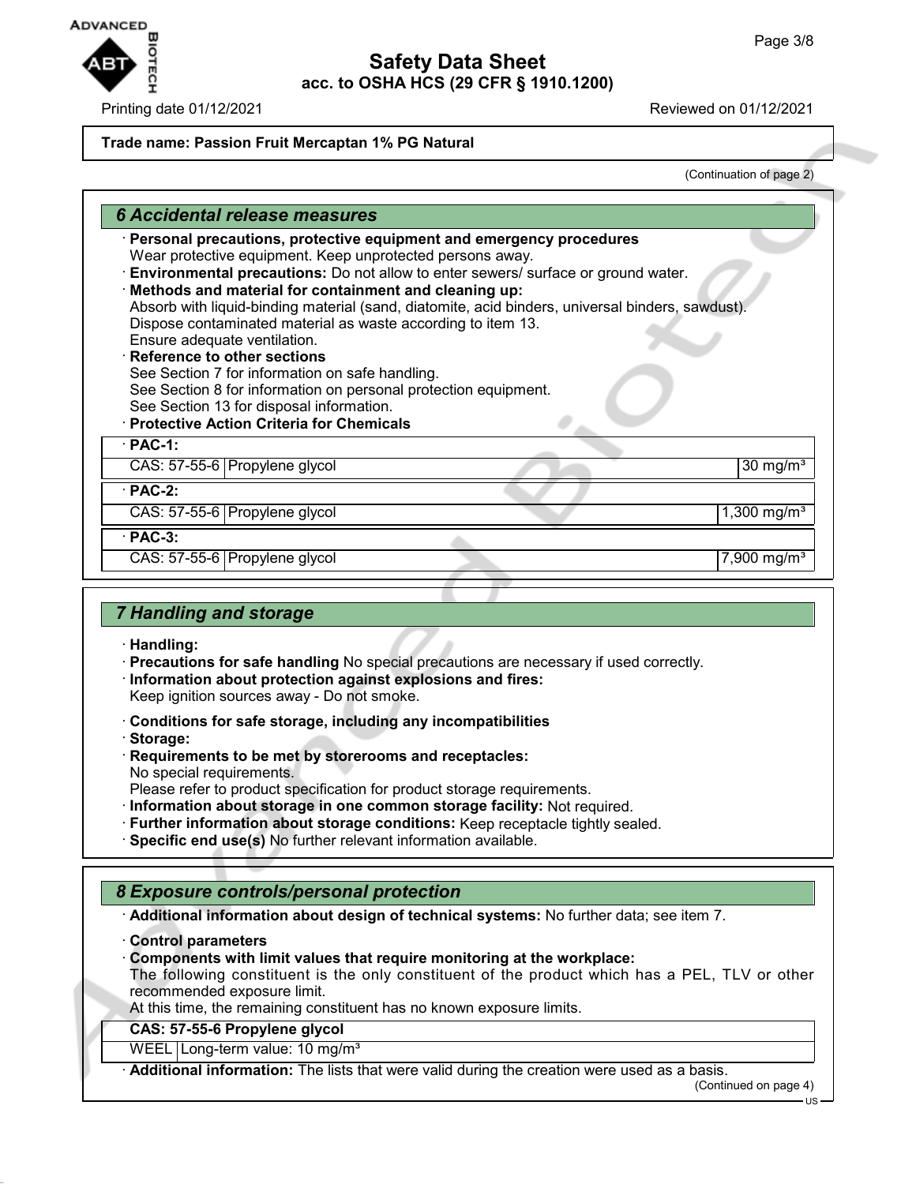**Trade name: Passion Fruit Mercaptan 1% PG Natural**

(Continuation of page 2)

## 6 Accidental release measures

· **Personal precautions, protective equipment and emergency procedures**
Wear protective equipment. Keep unprotected persons away.
· **Environmental precautions:** Do not allow to enter sewers/ surface or ground water.
· **Methods and material for containment and cleaning up:**
Absorb with liquid-binding material (sand, diatomite, acid binders, universal binders, sawdust).
Dispose contaminated material as waste according to item 13.
Ensure adequate ventilation.
· **Reference to other sections**
See Section 7 for information on safe handling.
See Section 8 for information on personal protection equipment.
See Section 13 for disposal information.
· **Protective Action Criteria for Chemicals**

| · **PAC-1:** | | |
|---|---|---|
| CAS: 57-55-6 | Propylene glycol | 30 mg/m³ |
| · **PAC-2:** | | |
| CAS: 57-55-6 | Propylene glycol | 1,300 mg/m³ |
| · **PAC-3:** | | |
| CAS: 57-55-6 | Propylene glycol | 7,900 mg/m³ |

## 7 Handling and storage

· **Handling:**
· **Precautions for safe handling** No special precautions are necessary if used correctly.
· **Information about protection against explosions and fires:**
Keep ignition sources away - Do not smoke.

· **Conditions for safe storage, including any incompatibilities**
· **Storage:**
· **Requirements to be met by storerooms and receptacles:**
No special requirements.
Please refer to product specification for product storage requirements.
· **Information about storage in one common storage facility:** Not required.
· **Further information about storage conditions:** Keep receptacle tightly sealed.
· **Specific end use(s)** No further relevant information available.

## 8 Exposure controls/personal protection

· **Additional information about design of technical systems:** No further data; see item 7.

· **Control parameters**
· **Components with limit values that require monitoring at the workplace:**
The following constituent is the only constituent of the product which has a PEL, TLV or other recommended exposure limit.
At this time, the remaining constituent has no known exposure limits.

| **CAS: 57-55-6 Propylene glycol** | |
|---|---|
| WEEL | Long-term value: 10 mg/m³ |

· **Additional information:** The lists that were valid during the creation were used as a basis.

(Continued on page 4)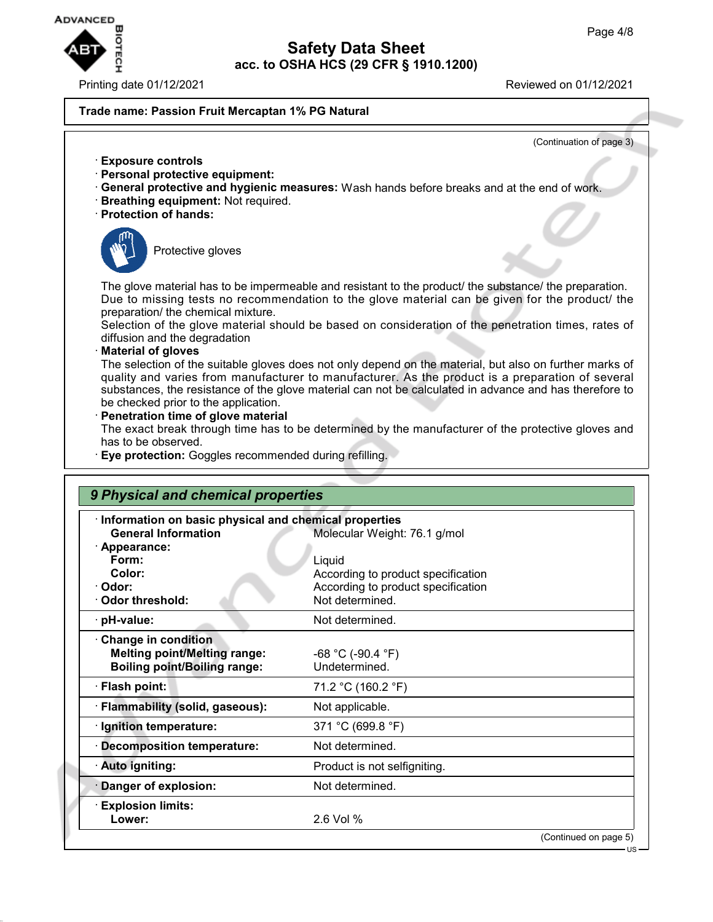Trade name: Passion Fruit Mercaptan 1% PG Natural

(Continuation of page 3)

· **Exposure controls**
· **Personal protective equipment:**
· **General protective and hygienic measures:** Wash hands before breaks and at the end of work.
· **Breathing equipment:** Not required.
· **Protection of hands:**

Protective gloves

The glove material has to be impermeable and resistant to the product/ the substance/ the preparation.
Due to missing tests no recommendation to the glove material can be given for the product/ the preparation/ the chemical mixture.
Selection of the glove material should be based on consideration of the penetration times, rates of diffusion and the degradation

· **Material of gloves**
The selection of the suitable gloves does not only depend on the material, but also on further marks of quality and varies from manufacturer to manufacturer. As the product is a preparation of several substances, the resistance of the glove material can not be calculated in advance and has therefore to be checked prior to the application.

· **Penetration time of glove material**
The exact break through time has to be determined by the manufacturer of the protective gloves and has to be observed.

· **Eye protection:** Goggles recommended during refilling.

## 9 Physical and chemical properties

| | |
|---|---|
| · **Information on basic physical and chemical properties** | |
| **General Information** | Molecular Weight: 76.1 g/mol |
| · **Appearance:** | |
| **Form:** | Liquid |
| **Color:** | According to product specification |
| · **Odor:** | According to product specification |
| · **Odor threshold:** | Not determined. |
| · **pH-value:** | Not determined. |
| · **Change in condition** | |
| **Melting point/Melting range:** | -68 °C (-90.4 °F) |
| **Boiling point/Boiling range:** | Undetermined. |
| · **Flash point:** | 71.2 °C (160.2 °F) |
| · **Flammability (solid, gaseous):** | Not applicable. |
| · **Ignition temperature:** | 371 °C (699.8 °F) |
| · **Decomposition temperature:** | Not determined. |
| · **Auto igniting:** | Product is not selfigniting. |
| · **Danger of explosion:** | Not determined. |
| · **Explosion limits:** | |
| **Lower:** | 2.6 Vol % |

(Continued on page 5)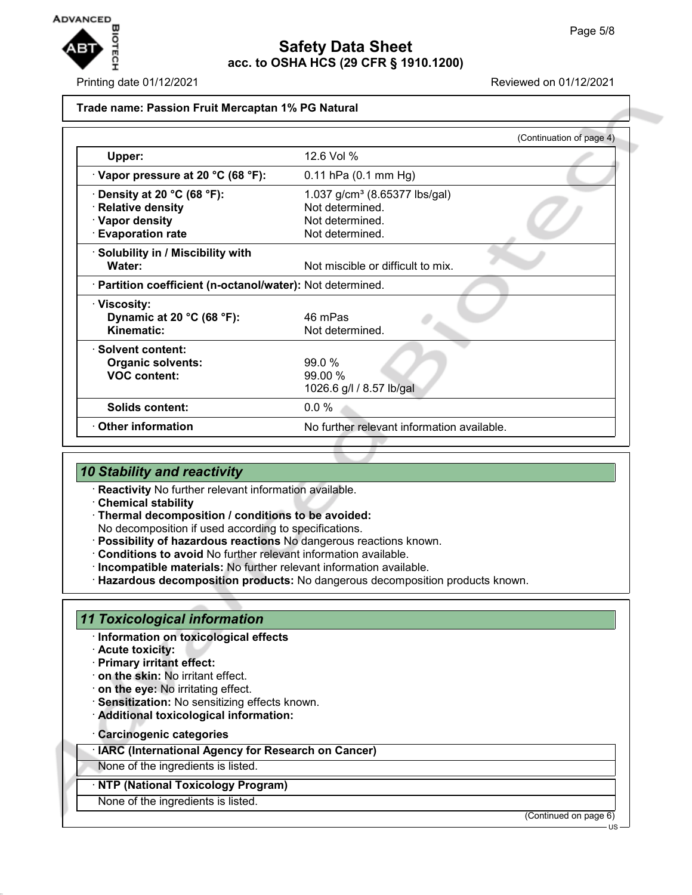**Trade name: Passion Fruit Mercaptan 1% PG Natural**

(Continuation of page 4)

| | |
|---|---|
| **Upper:** | 12.6 Vol % |
| · **Vapor pressure at 20 °C (68 °F):** | 0.11 hPa (0.1 mm Hg) |
| · **Density at 20 °C (68 °F):** | 1.037 g/cm³ (8.65377 lbs/gal) |
| · **Relative density** | Not determined. |
| · **Vapor density** | Not determined. |
| · **Evaporation rate** | Not determined. |
| · **Solubility in / Miscibility with Water:** | Not miscible or difficult to mix. |
| · **Partition coefficient (n-octanol/water):** | Not determined. |
| · **Viscosity:** | |
| **Dynamic at 20 °C (68 °F):** | 46 mPas |
| **Kinematic:** | Not determined. |
| · **Solvent content:** | |
| **Organic solvents:** | 99.0 % |
| **VOC content:** | 99.00 % |
| | 1026.6 g/l / 8.57 lb/gal |
| **Solids content:** | 0.0 % |
| · **Other information** | No further relevant information available. |

## *10 Stability and reactivity*

· **Reactivity** No further relevant information available.
· **Chemical stability**
· **Thermal decomposition / conditions to be avoided:**
No decomposition if used according to specifications.
· **Possibility of hazardous reactions** No dangerous reactions known.
· **Conditions to avoid** No further relevant information available.
· **Incompatible materials:** No further relevant information available.
· **Hazardous decomposition products:** No dangerous decomposition products known.

## *11 Toxicological information*

· **Information on toxicological effects**
· **Acute toxicity:**
· **Primary irritant effect:**
· **on the skin:** No irritant effect.
· **on the eye:** No irritating effect.
· **Sensitization:** No sensitizing effects known.
· **Additional toxicological information:**

· **Carcinogenic categories**

· **IARC (International Agency for Research on Cancer)**
None of the ingredients is listed.

· **NTP (National Toxicology Program)**
None of the ingredients is listed.

(Continued on page 6)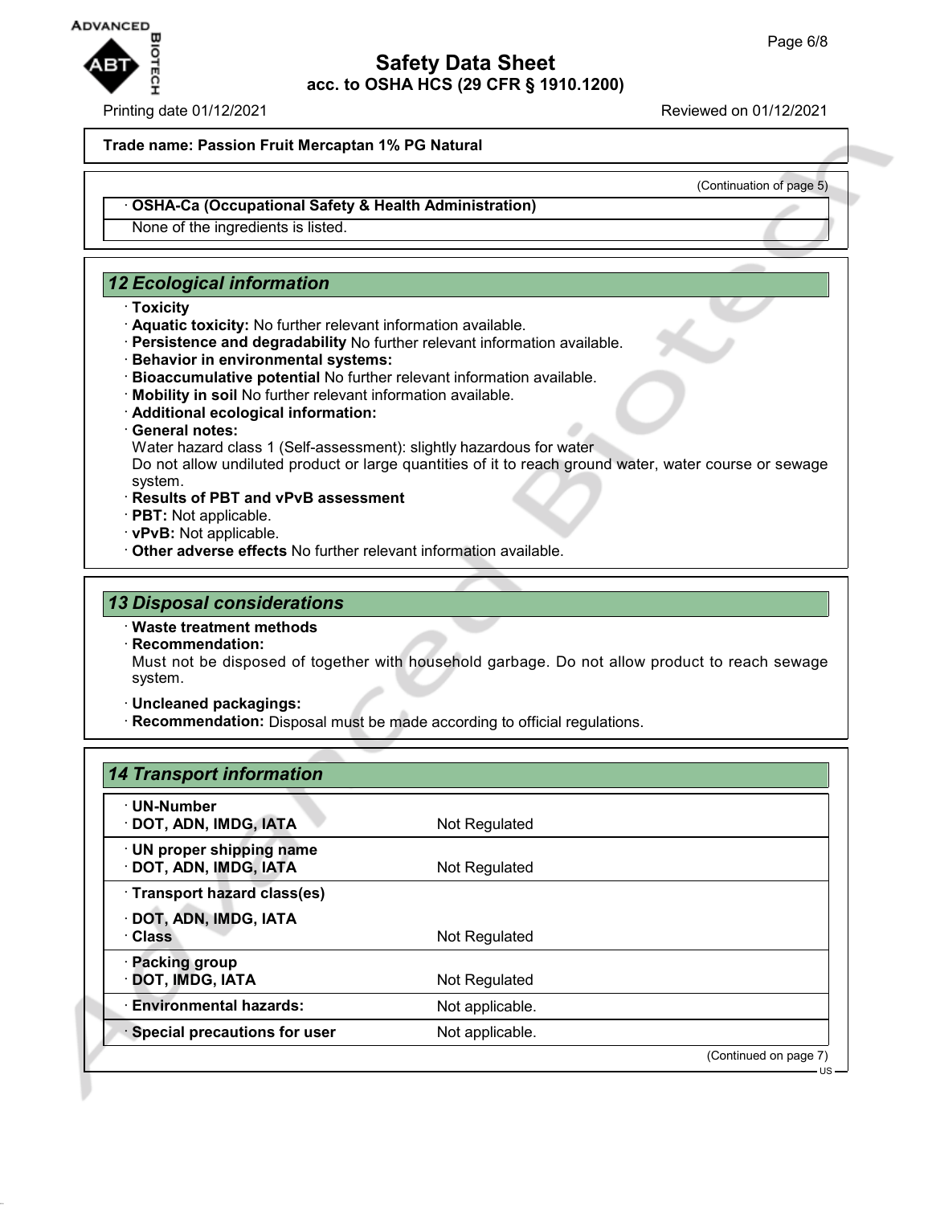**Trade name: Passion Fruit Mercaptan 1% PG Natural**

(Continuation of page 5)

· **OSHA-Ca (Occupational Safety & Health Administration)**

None of the ingredients is listed.

## 12 Ecological information

· **Toxicity**
· **Aquatic toxicity:** No further relevant information available.
· **Persistence and degradability** No further relevant information available.
· **Behavior in environmental systems:**
· **Bioaccumulative potential** No further relevant information available.
· **Mobility in soil** No further relevant information available.
· **Additional ecological information:**
· **General notes:**
Water hazard class 1 (Self-assessment): slightly hazardous for water
Do not allow undiluted product or large quantities of it to reach ground water, water course or sewage system.
· **Results of PBT and vPvB assessment**
· **PBT:** Not applicable.
· **vPvB:** Not applicable.
· **Other adverse effects** No further relevant information available.

## 13 Disposal considerations

· **Waste treatment methods**
· **Recommendation:**
Must not be disposed of together with household garbage. Do not allow product to reach sewage system.

· **Uncleaned packagings:**
· **Recommendation:** Disposal must be made according to official regulations.

## 14 Transport information

| | |
|---|---|
| · **UN-Number**<br>· **DOT, ADN, IMDG, IATA** | Not Regulated |
| · **UN proper shipping name**<br>· **DOT, ADN, IMDG, IATA** | Not Regulated |
| · **Transport hazard class(es)**<br>· **DOT, ADN, IMDG, IATA**<br>· **Class** | Not Regulated |
| · **Packing group**<br>· **DOT, IMDG, IATA** | Not Regulated |
| · **Environmental hazards:** | Not applicable. |
| · **Special precautions for user** | Not applicable. |

(Continued on page 7)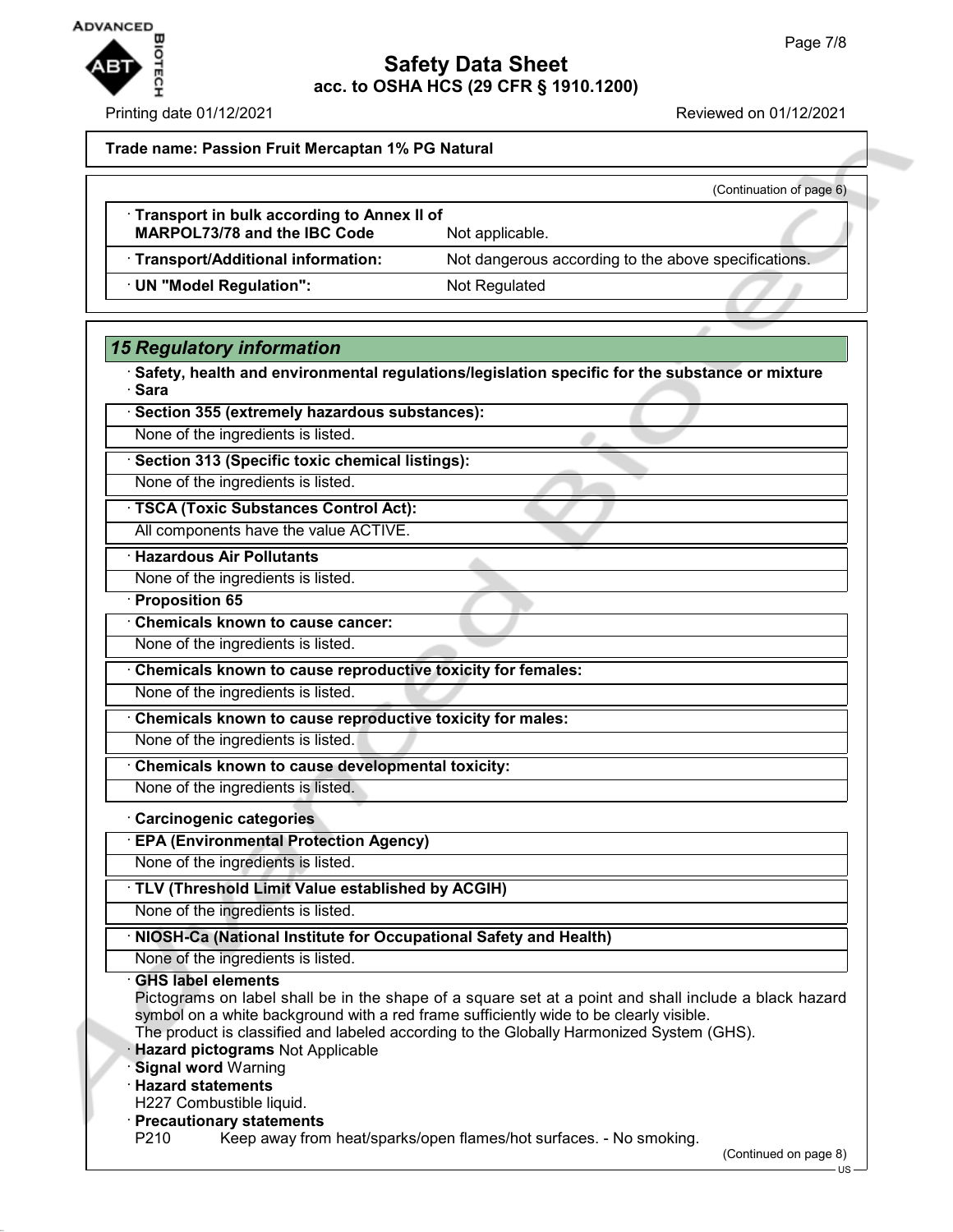Trade name: Passion Fruit Mercaptan 1% PG Natural

(Continuation of page 6)

| | |
|---|---|
| · **Transport in bulk according to Annex II of MARPOL73/78 and the IBC Code** | Not applicable. |
| · **Transport/Additional information:** | Not dangerous according to the above specifications. |
| · **UN "Model Regulation":** | Not Regulated |

## 15 Regulatory information

· **Safety, health and environmental regulations/legislation specific for the substance or mixture**

· **Sara**

· **Section 355 (extremely hazardous substances):**

None of the ingredients is listed.

· **Section 313 (Specific toxic chemical listings):**

None of the ingredients is listed.

· **TSCA (Toxic Substances Control Act):**

All components have the value ACTIVE.

· **Hazardous Air Pollutants**

None of the ingredients is listed.

· **Proposition 65**

· **Chemicals known to cause cancer:**

None of the ingredients is listed.

· **Chemicals known to cause reproductive toxicity for females:**

None of the ingredients is listed.

· **Chemicals known to cause reproductive toxicity for males:**

None of the ingredients is listed.

· **Chemicals known to cause developmental toxicity:**

None of the ingredients is listed.

· **Carcinogenic categories**

· **EPA (Environmental Protection Agency)**

None of the ingredients is listed.

· **TLV (Threshold Limit Value established by ACGIH)**

None of the ingredients is listed.

· **NIOSH-Ca (National Institute for Occupational Safety and Health)**

None of the ingredients is listed.

· **GHS label elements**

Pictograms on label shall be in the shape of a square set at a point and shall include a black hazard symbol on a white background with a red frame sufficiently wide to be clearly visible.

The product is classified and labeled according to the Globally Harmonized System (GHS).

· **Hazard pictograms** Not Applicable

· **Signal word** Warning

· **Hazard statements**

H227 Combustible liquid.

· **Precautionary statements**

P210 Keep away from heat/sparks/open flames/hot surfaces. - No smoking.

(Continued on page 8)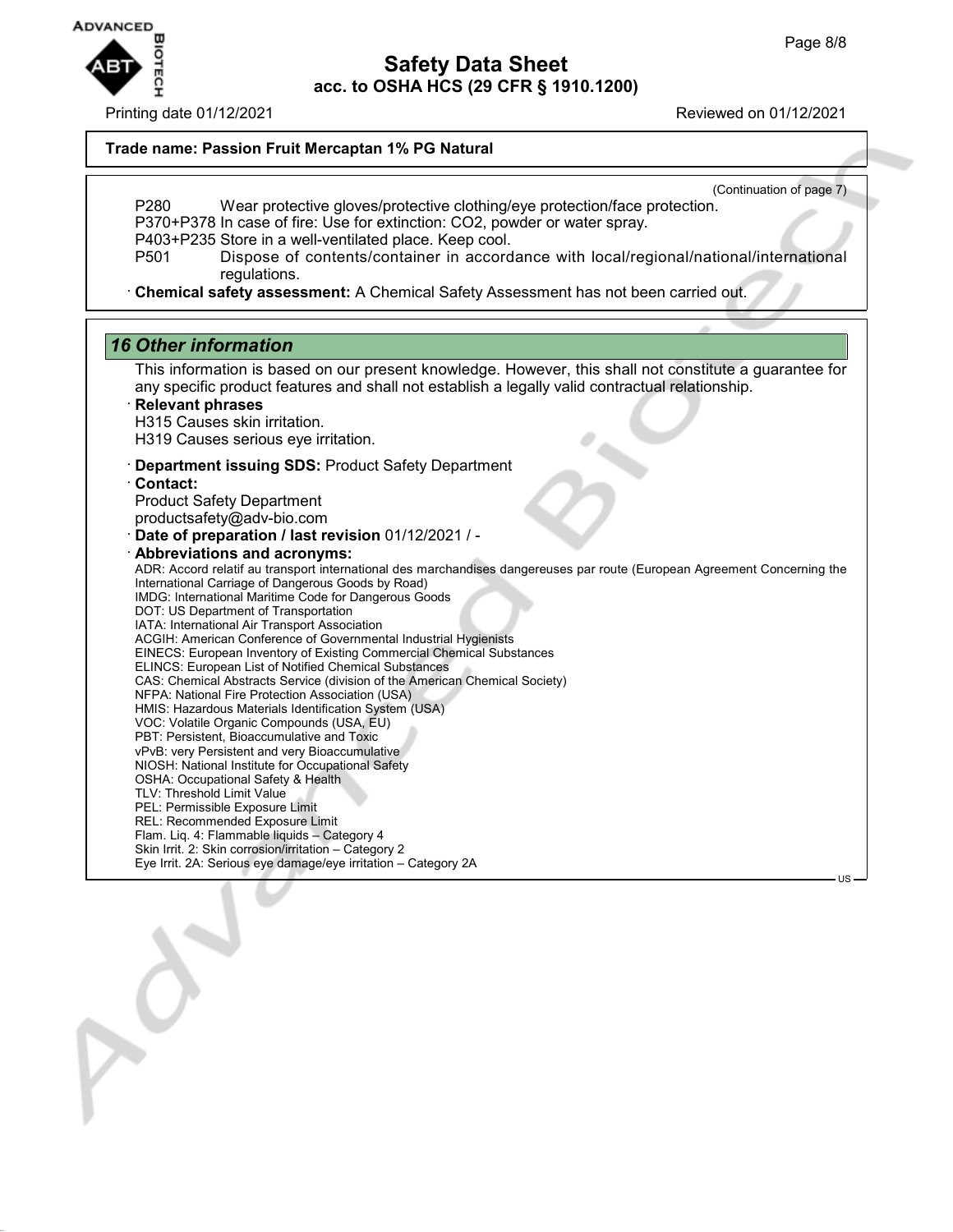**Trade name: Passion Fruit Mercaptan 1% PG Natural**

(Continuation of page 7)

P280 Wear protective gloves/protective clothing/eye protection/face protection.
P370+P378 In case of fire: Use for extinction: $CO_2$, powder or water spray.
P403+P235 Store in a well-ventilated place. Keep cool.
P501 Dispose of contents/container in accordance with local/regional/national/international regulations.

· **Chemical safety assessment:** A Chemical Safety Assessment has not been carried out.

## *16 Other information*

This information is based on our present knowledge. However, this shall not constitute a guarantee for any specific product features and shall not establish a legally valid contractual relationship.

· **Relevant phrases**
H315 Causes skin irritation.
H319 Causes serious eye irritation.

· **Department issuing SDS:** Product Safety Department
· **Contact:**
Product Safety Department
productsafety@adv-bio.com
· **Date of preparation / last revision** 01/12/2021 / -
· **Abbreviations and acronyms:**
ADR: Accord relatif au transport international des marchandises dangereuses par route (European Agreement Concerning the International Carriage of Dangerous Goods by Road)
IMDG: International Maritime Code for Dangerous Goods
DOT: US Department of Transportation
IATA: International Air Transport Association
ACGIH: American Conference of Governmental Industrial Hygienists
EINECS: European Inventory of Existing Commercial Chemical Substances
ELINCS: European List of Notified Chemical Substances
CAS: Chemical Abstracts Service (division of the American Chemical Society)
NFPA: National Fire Protection Association (USA)
HMIS: Hazardous Materials Identification System (USA)
VOC: Volatile Organic Compounds (USA, EU)
PBT: Persistent, Bioaccumulative and Toxic
vPvB: very Persistent and very Bioaccumulative
NIOSH: National Institute for Occupational Safety
OSHA: Occupational Safety & Health
TLV: Threshold Limit Value
PEL: Permissible Exposure Limit
REL: Recommended Exposure Limit
Flam. Liq. 4: Flammable liquids – Category 4
Skin Irrit. 2: Skin corrosion/irritation – Category 2
Eye Irrit. 2A: Serious eye damage/eye irritation – Category 2A